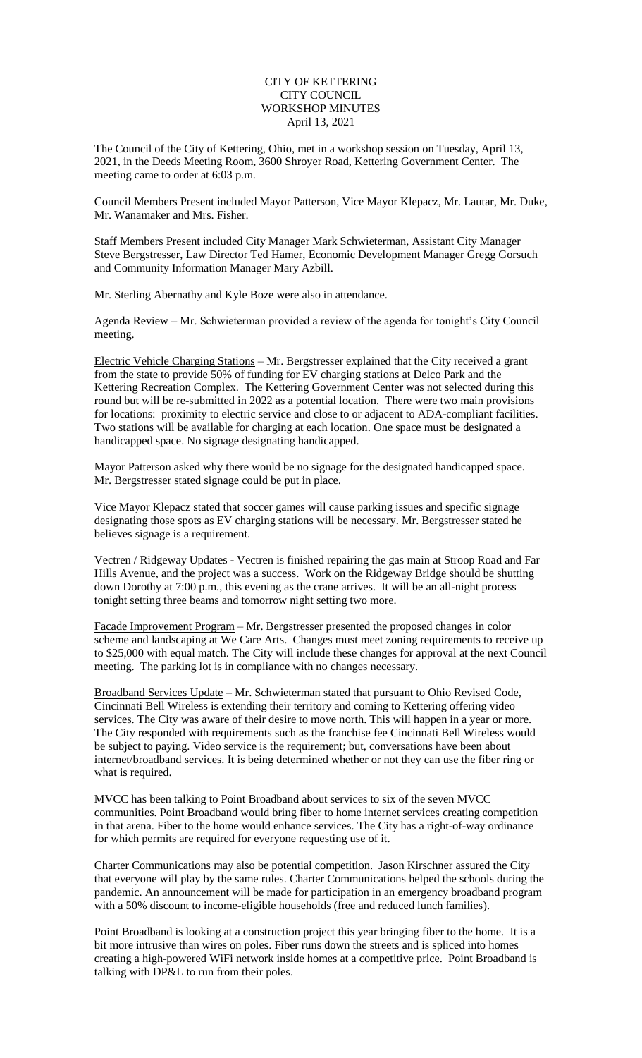CITY OF KETTERING
CITY COUNCIL
WORKSHOP MINUTES
April 13, 2021

The Council of the City of Kettering, Ohio, met in a workshop session on Tuesday, April 13, 2021, in the Deeds Meeting Room, 3600 Shroyer Road, Kettering Government Center. The meeting came to order at 6:03 p.m.

Council Members Present included Mayor Patterson, Vice Mayor Klepacz, Mr. Lautar, Mr. Duke, Mr. Wanamaker and Mrs. Fisher.

Staff Members Present included City Manager Mark Schwieterman, Assistant City Manager Steve Bergstresser, Law Director Ted Hamer, Economic Development Manager Gregg Gorsuch and Community Information Manager Mary Azbill.

Mr. Sterling Abernathy and Kyle Boze were also in attendance.

Agenda Review – Mr. Schwieterman provided a review of the agenda for tonight's City Council meeting.

Electric Vehicle Charging Stations – Mr. Bergstresser explained that the City received a grant from the state to provide 50% of funding for EV charging stations at Delco Park and the Kettering Recreation Complex. The Kettering Government Center was not selected during this round but will be re-submitted in 2022 as a potential location. There were two main provisions for locations: proximity to electric service and close to or adjacent to ADA-compliant facilities. Two stations will be available for charging at each location. One space must be designated a handicapped space. No signage designating handicapped.

Mayor Patterson asked why there would be no signage for the designated handicapped space. Mr. Bergstresser stated signage could be put in place.

Vice Mayor Klepacz stated that soccer games will cause parking issues and specific signage designating those spots as EV charging stations will be necessary. Mr. Bergstresser stated he believes signage is a requirement.

Vectren / Ridgeway Updates - Vectren is finished repairing the gas main at Stroop Road and Far Hills Avenue, and the project was a success. Work on the Ridgeway Bridge should be shutting down Dorothy at 7:00 p.m., this evening as the crane arrives. It will be an all-night process tonight setting three beams and tomorrow night setting two more.

Facade Improvement Program – Mr. Bergstresser presented the proposed changes in color scheme and landscaping at We Care Arts. Changes must meet zoning requirements to receive up to $25,000 with equal match. The City will include these changes for approval at the next Council meeting. The parking lot is in compliance with no changes necessary.

Broadband Services Update – Mr. Schwieterman stated that pursuant to Ohio Revised Code, Cincinnati Bell Wireless is extending their territory and coming to Kettering offering video services. The City was aware of their desire to move north. This will happen in a year or more. The City responded with requirements such as the franchise fee Cincinnati Bell Wireless would be subject to paying. Video service is the requirement; but, conversations have been about internet/broadband services. It is being determined whether or not they can use the fiber ring or what is required.

MVCC has been talking to Point Broadband about services to six of the seven MVCC communities. Point Broadband would bring fiber to home internet services creating competition in that arena. Fiber to the home would enhance services. The City has a right-of-way ordinance for which permits are required for everyone requesting use of it.

Charter Communications may also be potential competition. Jason Kirschner assured the City that everyone will play by the same rules. Charter Communications helped the schools during the pandemic. An announcement will be made for participation in an emergency broadband program with a 50% discount to income-eligible households (free and reduced lunch families).

Point Broadband is looking at a construction project this year bringing fiber to the home. It is a bit more intrusive than wires on poles. Fiber runs down the streets and is spliced into homes creating a high-powered WiFi network inside homes at a competitive price. Point Broadband is talking with DP&L to run from their poles.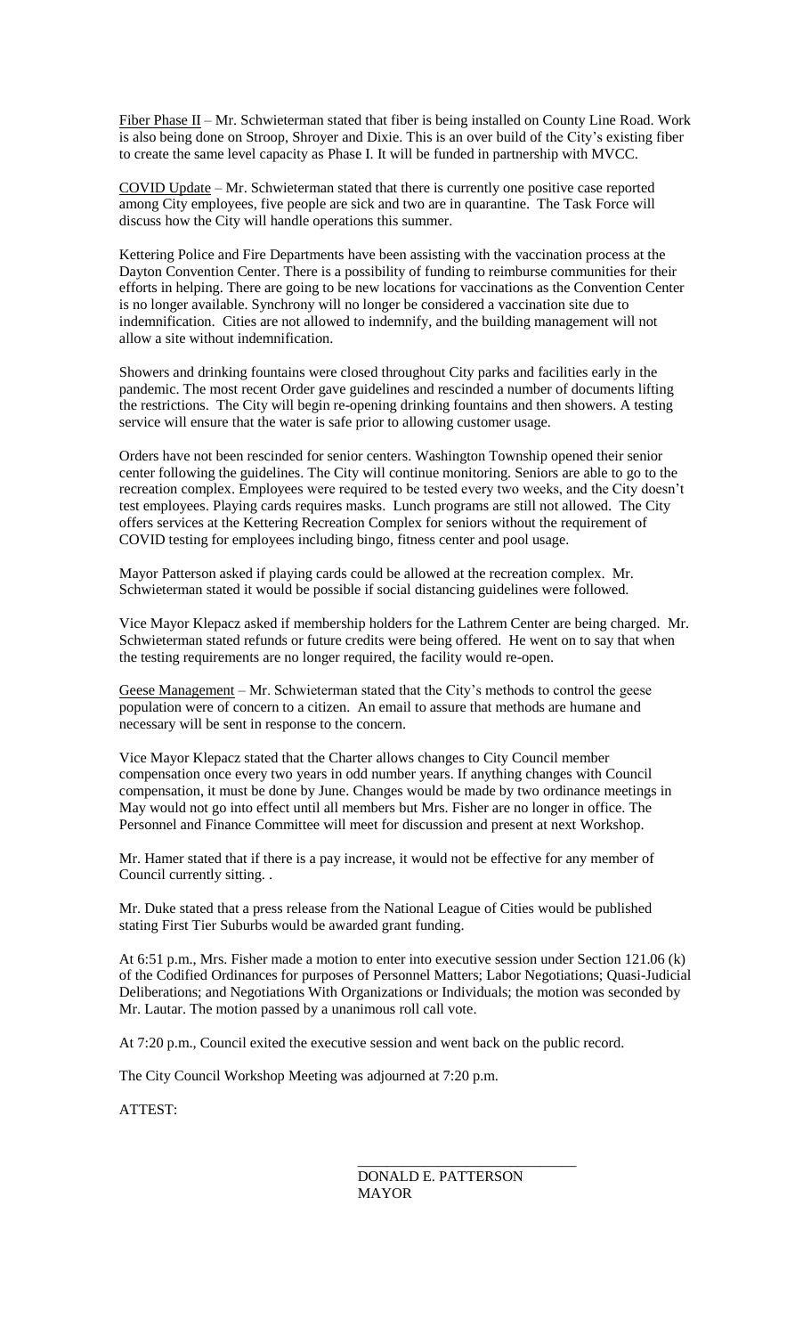Fiber Phase II – Mr. Schwieterman stated that fiber is being installed on County Line Road. Work is also being done on Stroop, Shroyer and Dixie. This is an over build of the City's existing fiber to create the same level capacity as Phase I. It will be funded in partnership with MVCC.

COVID Update – Mr. Schwieterman stated that there is currently one positive case reported among City employees, five people are sick and two are in quarantine. The Task Force will discuss how the City will handle operations this summer.

Kettering Police and Fire Departments have been assisting with the vaccination process at the Dayton Convention Center. There is a possibility of funding to reimburse communities for their efforts in helping. There are going to be new locations for vaccinations as the Convention Center is no longer available. Synchrony will no longer be considered a vaccination site due to indemnification. Cities are not allowed to indemnify, and the building management will not allow a site without indemnification.

Showers and drinking fountains were closed throughout City parks and facilities early in the pandemic. The most recent Order gave guidelines and rescinded a number of documents lifting the restrictions. The City will begin re-opening drinking fountains and then showers. A testing service will ensure that the water is safe prior to allowing customer usage.

Orders have not been rescinded for senior centers. Washington Township opened their senior center following the guidelines. The City will continue monitoring. Seniors are able to go to the recreation complex. Employees were required to be tested every two weeks, and the City doesn't test employees. Playing cards requires masks. Lunch programs are still not allowed. The City offers services at the Kettering Recreation Complex for seniors without the requirement of COVID testing for employees including bingo, fitness center and pool usage.

Mayor Patterson asked if playing cards could be allowed at the recreation complex. Mr. Schwieterman stated it would be possible if social distancing guidelines were followed.

Vice Mayor Klepacz asked if membership holders for the Lathrem Center are being charged. Mr. Schwieterman stated refunds or future credits were being offered. He went on to say that when the testing requirements are no longer required, the facility would re-open.

Geese Management – Mr. Schwieterman stated that the City's methods to control the geese population were of concern to a citizen. An email to assure that methods are humane and necessary will be sent in response to the concern.

Vice Mayor Klepacz stated that the Charter allows changes to City Council member compensation once every two years in odd number years. If anything changes with Council compensation, it must be done by June. Changes would be made by two ordinance meetings in May would not go into effect until all members but Mrs. Fisher are no longer in office. The Personnel and Finance Committee will meet for discussion and present at next Workshop.

Mr. Hamer stated that if there is a pay increase, it would not be effective for any member of Council currently sitting. .

Mr. Duke stated that a press release from the National League of Cities would be published stating First Tier Suburbs would be awarded grant funding.

At 6:51 p.m., Mrs. Fisher made a motion to enter into executive session under Section 121.06 (k) of the Codified Ordinances for purposes of Personnel Matters; Labor Negotiations; Quasi-Judicial Deliberations; and Negotiations With Organizations or Individuals; the motion was seconded by Mr. Lautar. The motion passed by a unanimous roll call vote.

At 7:20 p.m., Council exited the executive session and went back on the public record.

The City Council Workshop Meeting was adjourned at 7:20 p.m.

ATTEST:

\_\_\_\_\_\_\_\_\_\_\_\_\_\_\_\_\_\_\_\_\_\_\_\_\_\_\_\_\_\_

DONALD E. PATTERSON
MAYOR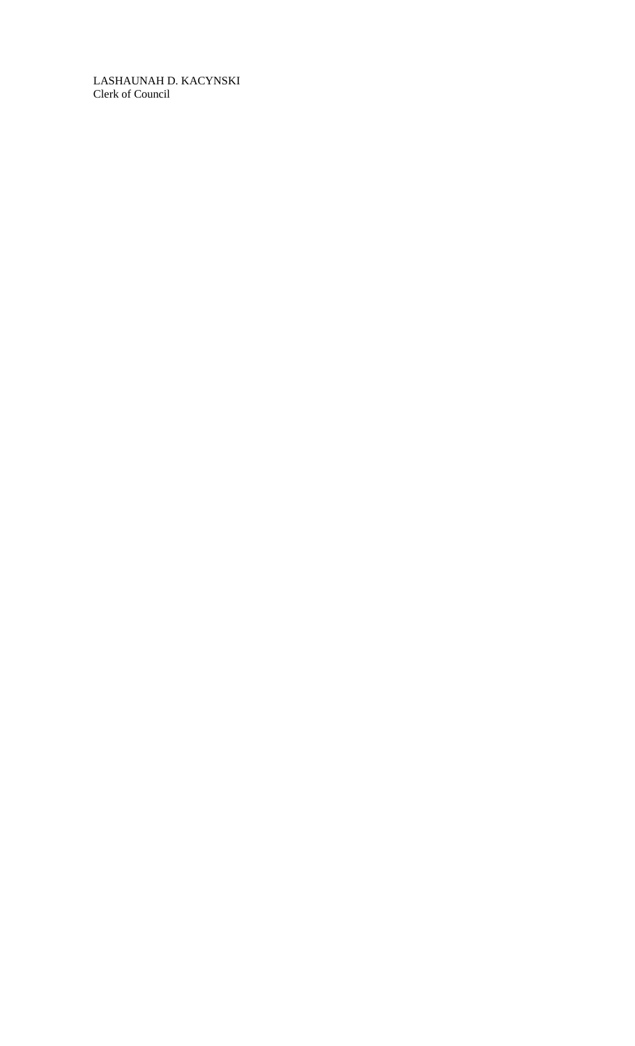LASHAUNAH D. KACYNSKI
Clerk of Council